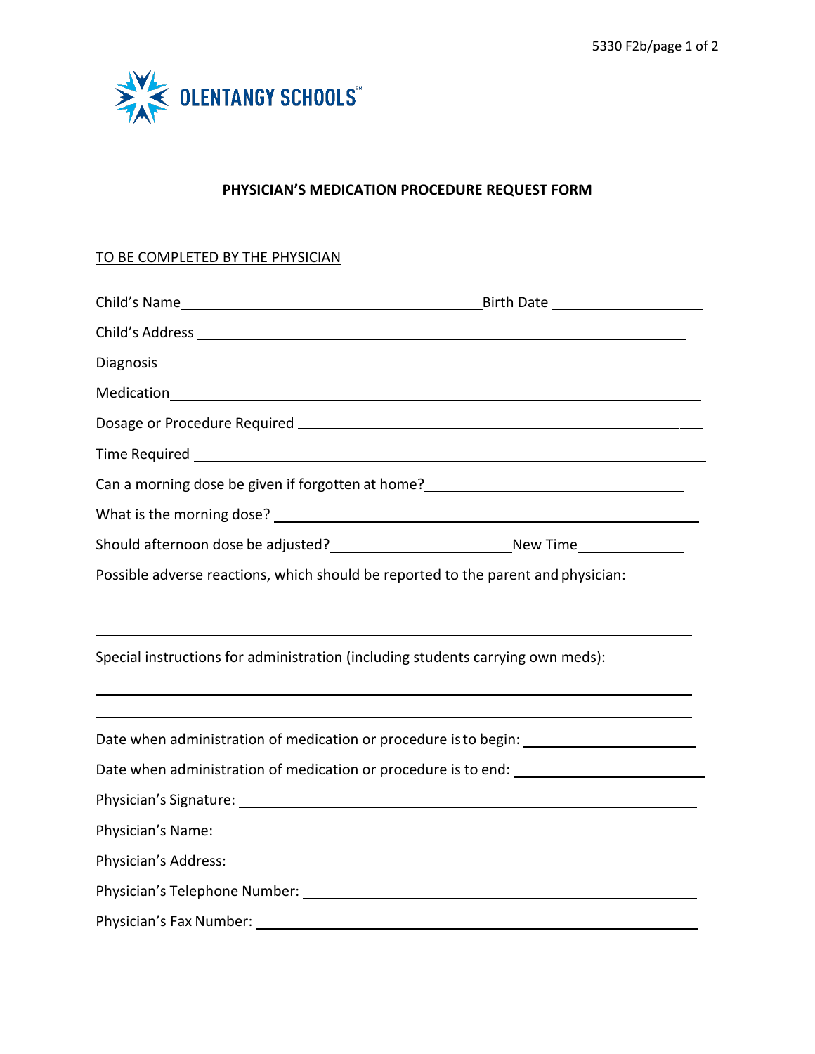OLENTANGY SCHOOLS

# PHYSICIAN'S MEDICATION PROCEDURE REQUEST FORM

TO BE COMPLETED BY THE PHYSICIAN

Child's Name ______________________________ Birth Date ______________

Child's Address ______________________________________________

Diagnosis ______________________________________________

Medication ______________________________________________

Dosage or Procedure Required ______________________________________

Time Required ______________________________________________

Can a morning dose be given if forgotten at home? ______________________

What is the morning dose? ______________________________________

Should afternoon dose be adjusted? __________________ New Time __________

Possible adverse reactions, which should be reported to the parent and physician:

______________________________________________

______________________________________________

Special instructions for administration (including students carrying own meds):

______________________________________________

______________________________________________

Date when administration of medication or procedure is to begin: ______________

Date when administration of medication or procedure is to end: ______________

Physician's Signature: ______________________________________

Physician's Name: ______________________________________

Physician's Address: ______________________________________

Physician's Telephone Number: ______________________________

Physician's Fax Number: ______________________________________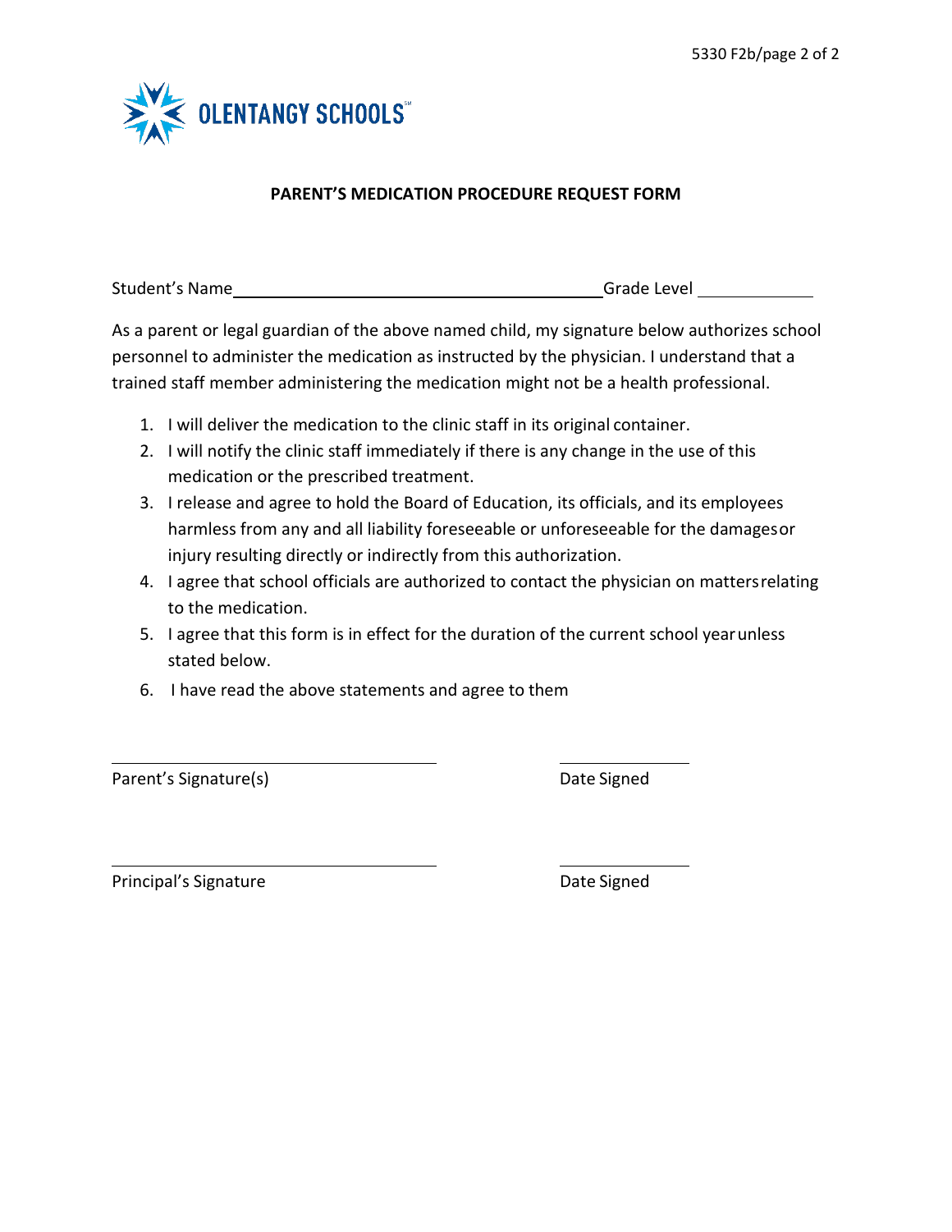OLENTANGY SCHOOLS

# PARENT'S MEDICATION PROCEDURE REQUEST FORM

Student's Name_______________________________________ Grade Level ____________

As a parent or legal guardian of the above named child, my signature below authorizes school personnel to administer the medication as instructed by the physician. I understand that a trained staff member administering the medication might not be a health professional.

1. I will deliver the medication to the clinic staff in its original container.
2. I will notify the clinic staff immediately if there is any change in the use of this medication or the prescribed treatment.
3. I release and agree to hold the Board of Education, its officials, and its employees harmless from any and all liability foreseeable or unforeseeable for the damages or injury resulting directly or indirectly from this authorization.
4. I agree that school officials are authorized to contact the physician on matters relating to the medication.
5. I agree that this form is in effect for the duration of the current school year unless stated below.
6. I have read the above statements and agree to them

_________________________________ ______________

Parent's Signature(s) Date Signed

_________________________________ ______________

Principal's Signature Date Signed